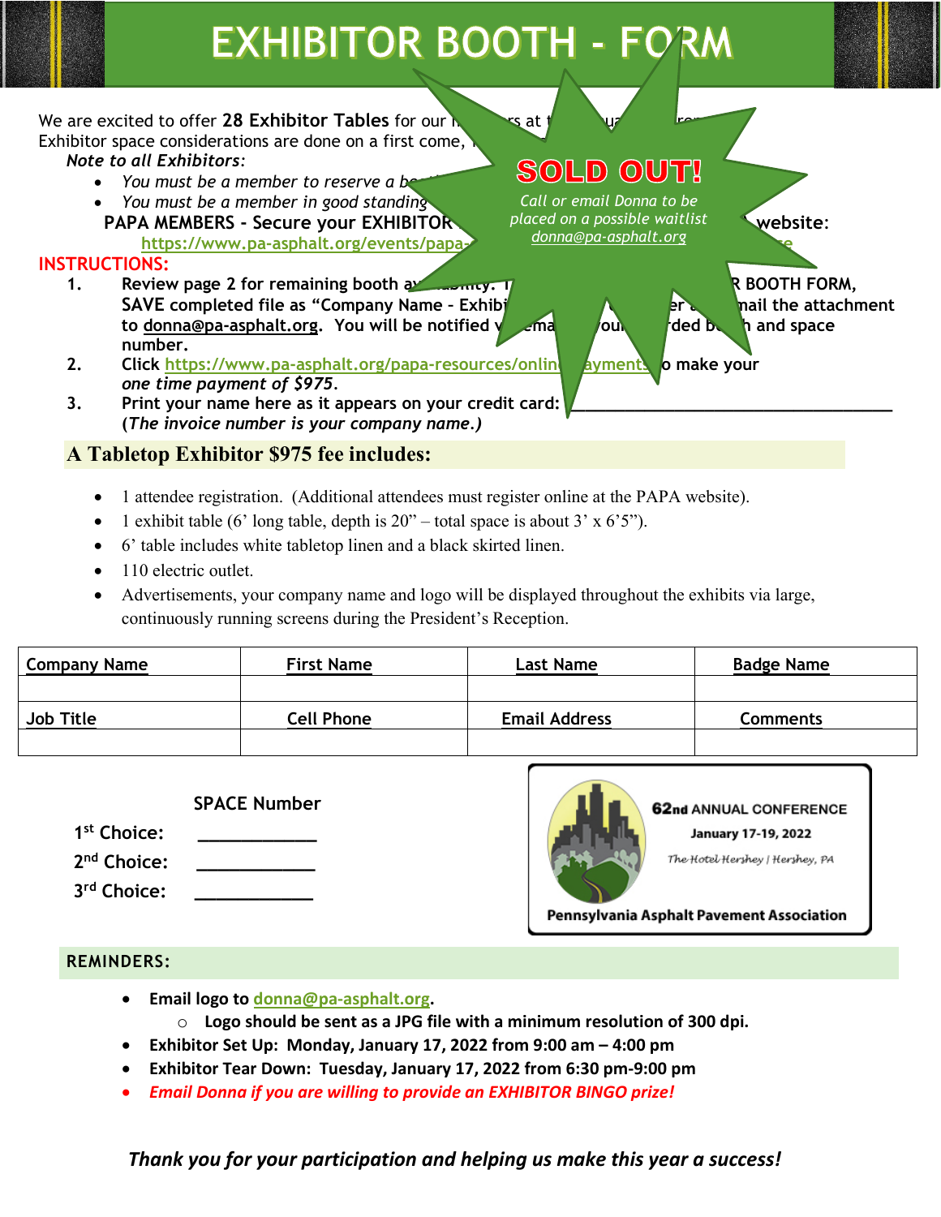# EXHIBITOR BOOTH - FORM

**SOLD OUT!**

*Call or email Donna to be placed on a possible waitlist*
*donna@pa-asphalt.org*

We are excited to offer **28 Exhibitor Tables** for our m... rs at t... ua... ro...
Exhibitor space considerations are done on a first come, ...

*Note to all Exhibitors:*

- *You must be a member to reserve a bo...*
- *You must be a member in good standing...*

**PAPA MEMBERS - Secure your EXHIBITOR ... website:**
https://www.pa-asphalt.org/events/papa-...

**INSTRUCTIONS:**

1. **Review page 2 for remaining booth av...ability. ... R BOOTH FORM, SAVE completed file as "Company Name - Exhibi... er ... mail the attachment to donna@pa-asphalt.org. You will be notified v... ema... you... rded b... h and space number.**
2. **Click https://www.pa-asphalt.org/papa-resources/onlin... ayments ... o make your** ***one time payment of $975.***
3. **Print your name here as it appears on your credit card: \_\_\_\_\_\_\_\_\_\_\_\_\_\_\_\_\_\_\_\_\_\_\_\_\_\_\_\_\_\_\_\_\_\_\_\_\_\_**
   **(*The invoice number is your company name.*)**

## A Tabletop Exhibitor $975 fee includes:

- 1 attendee registration. (Additional attendees must register online at the PAPA website).
- 1 exhibit table (6' long table, depth is 20" – total space is about 3' x 6'5").
- 6' table includes white tabletop linen and a black skirted linen.
- 110 electric outlet.
- Advertisements, your company name and logo will be displayed throughout the exhibits via large, continuously running screens during the President's Reception.

| Company Name | First Name | Last Name | Badge Name |
|---|---|---|---|
| | | | |
| **Job Title** | **Cell Phone** | **Email Address** | **Comments** |
| | | | |

**SPACE Number**

**1st Choice:** \_\_\_\_\_\_\_\_\_\_\_\_

**2nd Choice:** \_\_\_\_\_\_\_\_\_\_\_\_

**3rd Choice:** \_\_\_\_\_\_\_\_\_\_\_\_

**62nd ANNUAL CONFERENCE**
**January 17-19, 2022**
*The Hotel Hershey | Hershey, PA*
**Pennsylvania Asphalt Pavement Association**

**REMINDERS:**

- **Email logo to donna@pa-asphalt.org.**
  - **Logo should be sent as a JPG file with a minimum resolution of 300 dpi.**
- **Exhibitor Set Up: Monday, January 17, 2022 from 9:00 am – 4:00 pm**
- **Exhibitor Tear Down: Tuesday, January 17, 2022 from 6:30 pm-9:00 pm**
- ***Email Donna if you are willing to provide an EXHIBITOR BINGO prize!***

***Thank you for your participation and helping us make this year a success!***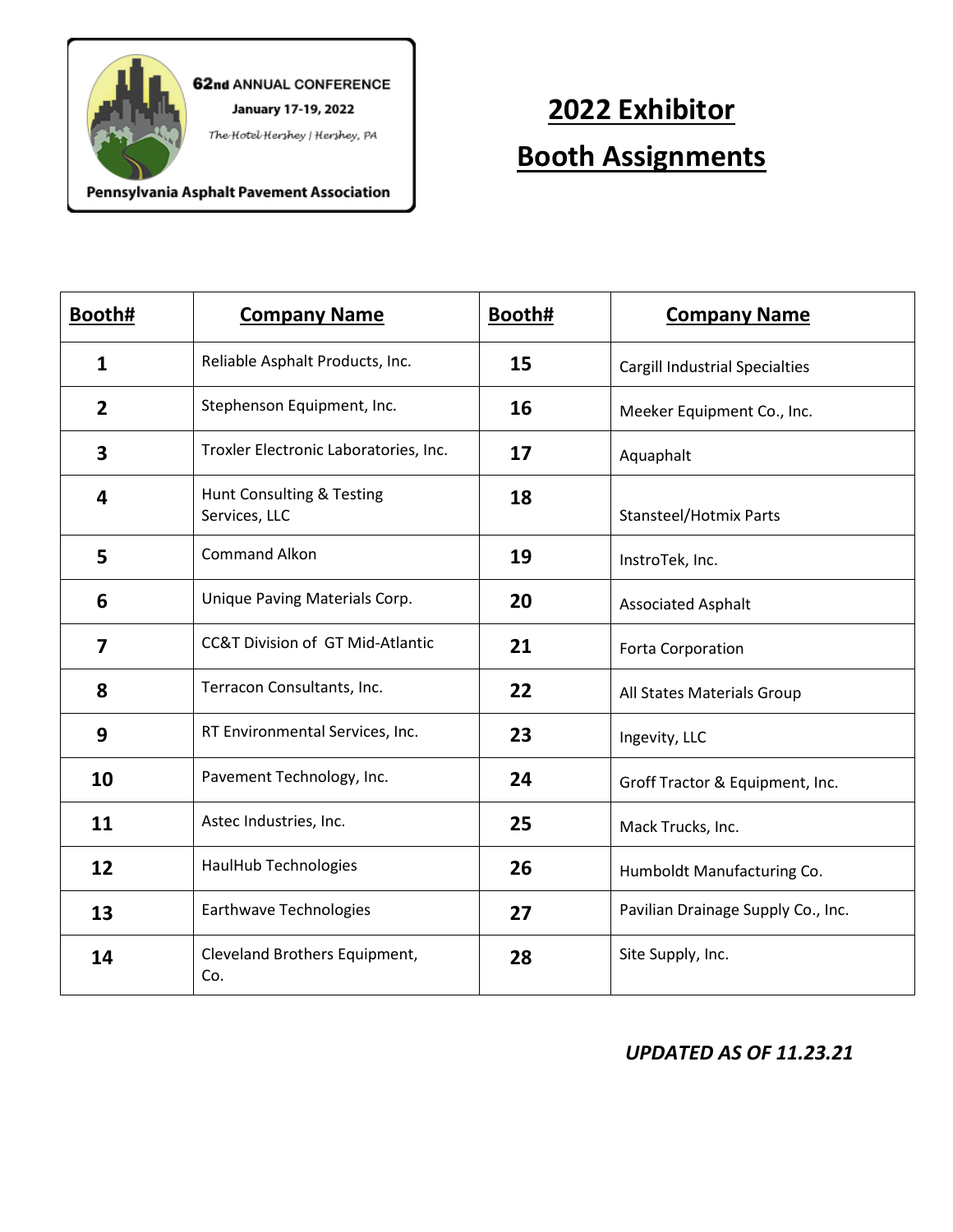62nd ANNUAL CONFERENCE

January 17-19, 2022

The Hotel Hershey | Hershey, PA

Pennsylvania Asphalt Pavement Association

# 2022 Exhibitor Booth Assignments

| Booth# | Company Name | Booth# | Company Name |
|---|---|---|---|
| 1 | Reliable Asphalt Products, Inc. | 15 | Cargill Industrial Specialties |
| 2 | Stephenson Equipment, Inc. | 16 | Meeker Equipment Co., Inc. |
| 3 | Troxler Electronic Laboratories, Inc. | 17 | Aquaphalt |
| 4 | Hunt Consulting & Testing Services, LLC | 18 | Stansteel/Hotmix Parts |
| 5 | Command Alkon | 19 | InstroTek, Inc. |
| 6 | Unique Paving Materials Corp. | 20 | Associated Asphalt |
| 7 | CC&T Division of GT Mid-Atlantic | 21 | Forta Corporation |
| 8 | Terracon Consultants, Inc. | 22 | All States Materials Group |
| 9 | RT Environmental Services, Inc. | 23 | Ingevity, LLC |
| 10 | Pavement Technology, Inc. | 24 | Groff Tractor & Equipment, Inc. |
| 11 | Astec Industries, Inc. | 25 | Mack Trucks, Inc. |
| 12 | HaulHub Technologies | 26 | Humboldt Manufacturing Co. |
| 13 | Earthwave Technologies | 27 | Pavilian Drainage Supply Co., Inc. |
| 14 | Cleveland Brothers Equipment, Co. | 28 | Site Supply, Inc. |

***UPDATED AS OF 11.23.21***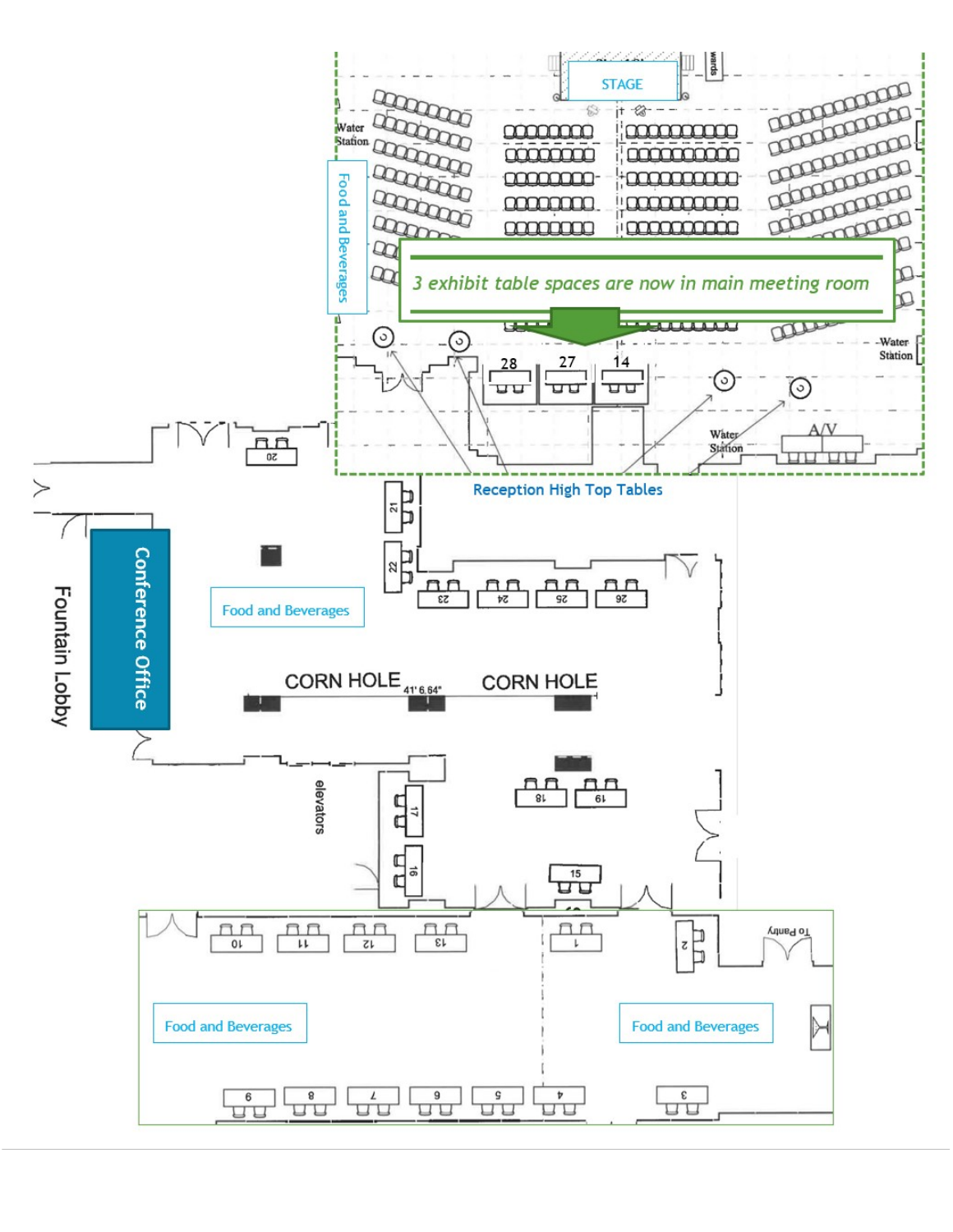STAGE

Water Station

Food and Beverages

3 exhibit table spaces are now in main meeting room

28

27

14

Water Station

Water Station

A/V

Reception High Top Tables

20

21

22

23

24

25

26

Conference Office

Fountain Lobby

Food and Beverages

CORN HOLE

41' 6.64"

CORN HOLE

elevators

17

16

18

19

15

10

11

12

13

1

2

To Pantry

Food and Beverages

Food and Beverages

9

8

7

6

5

4

3